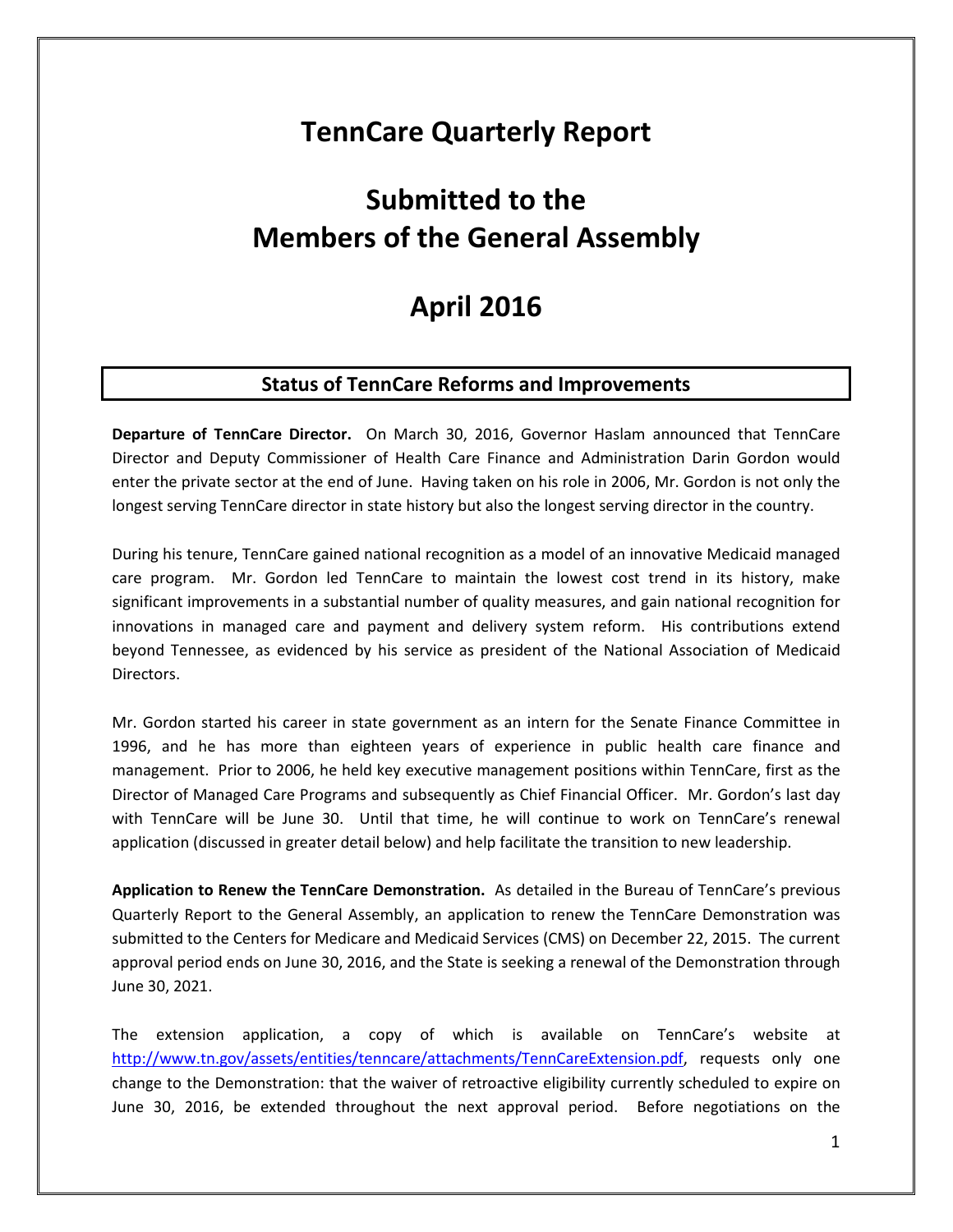# TennCare Quarterly Report

# Submitted to the Members of the General Assembly

# April 2016

## Status of TennCare Reforms and Improvements

**Departure of TennCare Director.** On March 30, 2016, Governor Haslam announced that TennCare Director and Deputy Commissioner of Health Care Finance and Administration Darin Gordon would enter the private sector at the end of June. Having taken on his role in 2006, Mr. Gordon is not only the longest serving TennCare director in state history but also the longest serving director in the country.

During his tenure, TennCare gained national recognition as a model of an innovative Medicaid managed care program. Mr. Gordon led TennCare to maintain the lowest cost trend in its history, make significant improvements in a substantial number of quality measures, and gain national recognition for innovations in managed care and payment and delivery system reform. His contributions extend beyond Tennessee, as evidenced by his service as president of the National Association of Medicaid Directors.

Mr. Gordon started his career in state government as an intern for the Senate Finance Committee in 1996, and he has more than eighteen years of experience in public health care finance and management. Prior to 2006, he held key executive management positions within TennCare, first as the Director of Managed Care Programs and subsequently as Chief Financial Officer. Mr. Gordon's last day with TennCare will be June 30. Until that time, he will continue to work on TennCare's renewal application (discussed in greater detail below) and help facilitate the transition to new leadership.

**Application to Renew the TennCare Demonstration.** As detailed in the Bureau of TennCare's previous Quarterly Report to the General Assembly, an application to renew the TennCare Demonstration was submitted to the Centers for Medicare and Medicaid Services (CMS) on December 22, 2015. The current approval period ends on June 30, 2016, and the State is seeking a renewal of the Demonstration through June 30, 2021.

The extension application, a copy of which is available on TennCare's website at [http://www.tn.gov/assets/entities/tenncare/attachments/TennCareExtension.pdf](http://www.tn.gov/assets/entities/tenncare/attachments/TennCareExtension.pdf), requests only one change to the Demonstration: that the waiver of retroactive eligibility currently scheduled to expire on June 30, 2016, be extended throughout the next approval period. Before negotiations on the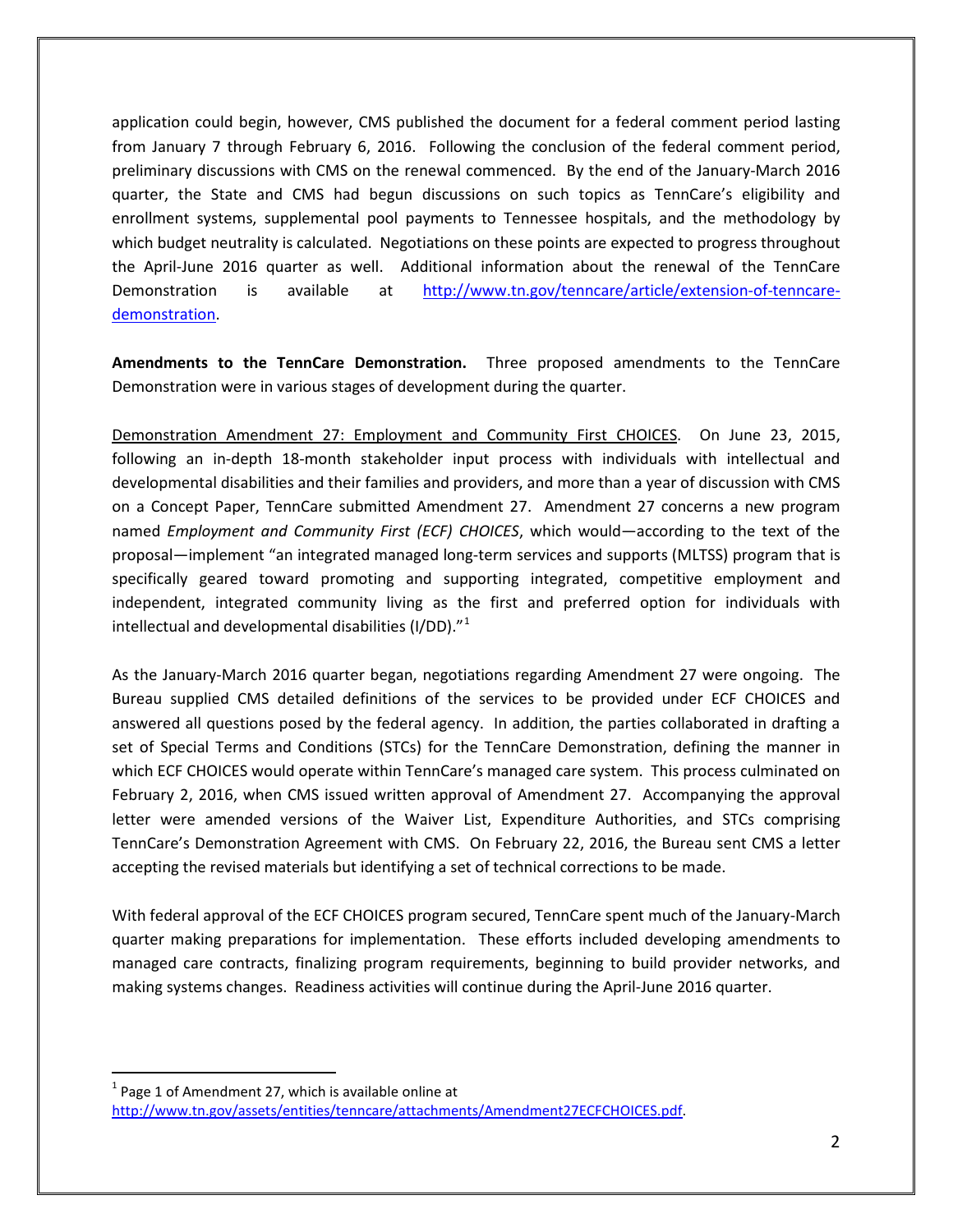application could begin, however, CMS published the document for a federal comment period lasting from January 7 through February 6, 2016. Following the conclusion of the federal comment period, preliminary discussions with CMS on the renewal commenced. By the end of the January-March 2016 quarter, the State and CMS had begun discussions on such topics as TennCare's eligibility and enrollment systems, supplemental pool payments to Tennessee hospitals, and the methodology by which budget neutrality is calculated. Negotiations on these points are expected to progress throughout the April-June 2016 quarter as well. Additional information about the renewal of the TennCare Demonstration is available at http://www.tn.gov/tenncare/article/extension-of-tenncare-demonstration.

**Amendments to the TennCare Demonstration.** Three proposed amendments to the TennCare Demonstration were in various stages of development during the quarter.

Demonstration Amendment 27: Employment and Community First CHOICES. On June 23, 2015, following an in-depth 18-month stakeholder input process with individuals with intellectual and developmental disabilities and their families and providers, and more than a year of discussion with CMS on a Concept Paper, TennCare submitted Amendment 27. Amendment 27 concerns a new program named *Employment and Community First (ECF) CHOICES*, which would—according to the text of the proposal—implement "an integrated managed long-term services and supports (MLTSS) program that is specifically geared toward promoting and supporting integrated, competitive employment and independent, integrated community living as the first and preferred option for individuals with intellectual and developmental disabilities (I/DD)."[1]

As the January-March 2016 quarter began, negotiations regarding Amendment 27 were ongoing. The Bureau supplied CMS detailed definitions of the services to be provided under ECF CHOICES and answered all questions posed by the federal agency. In addition, the parties collaborated in drafting a set of Special Terms and Conditions (STCs) for the TennCare Demonstration, defining the manner in which ECF CHOICES would operate within TennCare's managed care system. This process culminated on February 2, 2016, when CMS issued written approval of Amendment 27. Accompanying the approval letter were amended versions of the Waiver List, Expenditure Authorities, and STCs comprising TennCare's Demonstration Agreement with CMS. On February 22, 2016, the Bureau sent CMS a letter accepting the revised materials but identifying a set of technical corrections to be made.

With federal approval of the ECF CHOICES program secured, TennCare spent much of the January-March quarter making preparations for implementation. These efforts included developing amendments to managed care contracts, finalizing program requirements, beginning to build provider networks, and making systems changes. Readiness activities will continue during the April-June 2016 quarter.

[1] Page 1 of Amendment 27, which is available online at http://www.tn.gov/assets/entities/tenncare/attachments/Amendment27ECFCHOICES.pdf.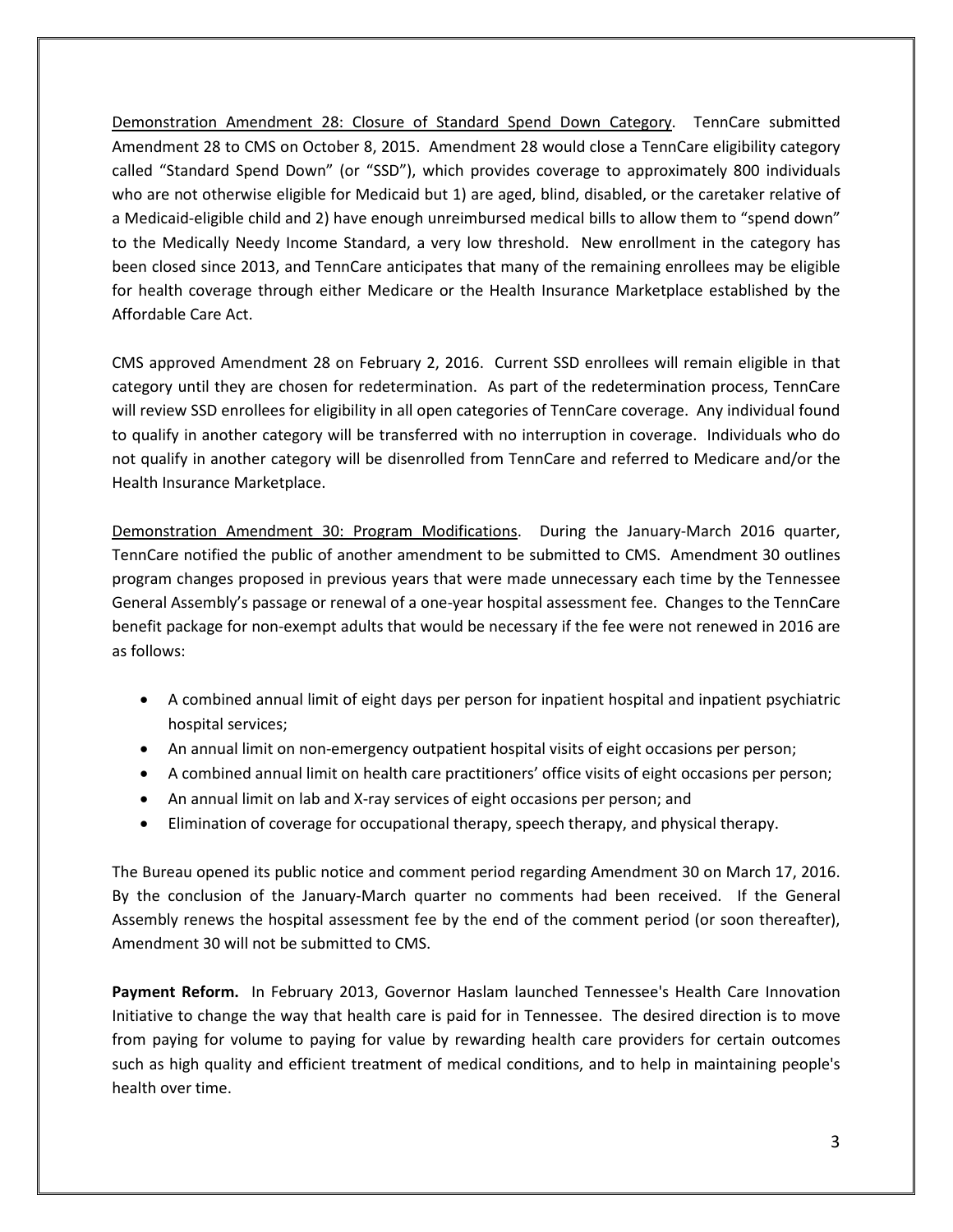Demonstration Amendment 28: Closure of Standard Spend Down Category. TennCare submitted Amendment 28 to CMS on October 8, 2015. Amendment 28 would close a TennCare eligibility category called "Standard Spend Down" (or "SSD"), which provides coverage to approximately 800 individuals who are not otherwise eligible for Medicaid but 1) are aged, blind, disabled, or the caretaker relative of a Medicaid-eligible child and 2) have enough unreimbursed medical bills to allow them to "spend down" to the Medically Needy Income Standard, a very low threshold. New enrollment in the category has been closed since 2013, and TennCare anticipates that many of the remaining enrollees may be eligible for health coverage through either Medicare or the Health Insurance Marketplace established by the Affordable Care Act.

CMS approved Amendment 28 on February 2, 2016. Current SSD enrollees will remain eligible in that category until they are chosen for redetermination. As part of the redetermination process, TennCare will review SSD enrollees for eligibility in all open categories of TennCare coverage. Any individual found to qualify in another category will be transferred with no interruption in coverage. Individuals who do not qualify in another category will be disenrolled from TennCare and referred to Medicare and/or the Health Insurance Marketplace.

Demonstration Amendment 30: Program Modifications. During the January-March 2016 quarter, TennCare notified the public of another amendment to be submitted to CMS. Amendment 30 outlines program changes proposed in previous years that were made unnecessary each time by the Tennessee General Assembly's passage or renewal of a one-year hospital assessment fee. Changes to the TennCare benefit package for non-exempt adults that would be necessary if the fee were not renewed in 2016 are as follows:

- A combined annual limit of eight days per person for inpatient hospital and inpatient psychiatric hospital services;
- An annual limit on non-emergency outpatient hospital visits of eight occasions per person;
- A combined annual limit on health care practitioners' office visits of eight occasions per person;
- An annual limit on lab and X-ray services of eight occasions per person; and
- Elimination of coverage for occupational therapy, speech therapy, and physical therapy.

The Bureau opened its public notice and comment period regarding Amendment 30 on March 17, 2016. By the conclusion of the January-March quarter no comments had been received. If the General Assembly renews the hospital assessment fee by the end of the comment period (or soon thereafter), Amendment 30 will not be submitted to CMS.

**Payment Reform.** In February 2013, Governor Haslam launched Tennessee's Health Care Innovation Initiative to change the way that health care is paid for in Tennessee. The desired direction is to move from paying for volume to paying for value by rewarding health care providers for certain outcomes such as high quality and efficient treatment of medical conditions, and to help in maintaining people's health over time.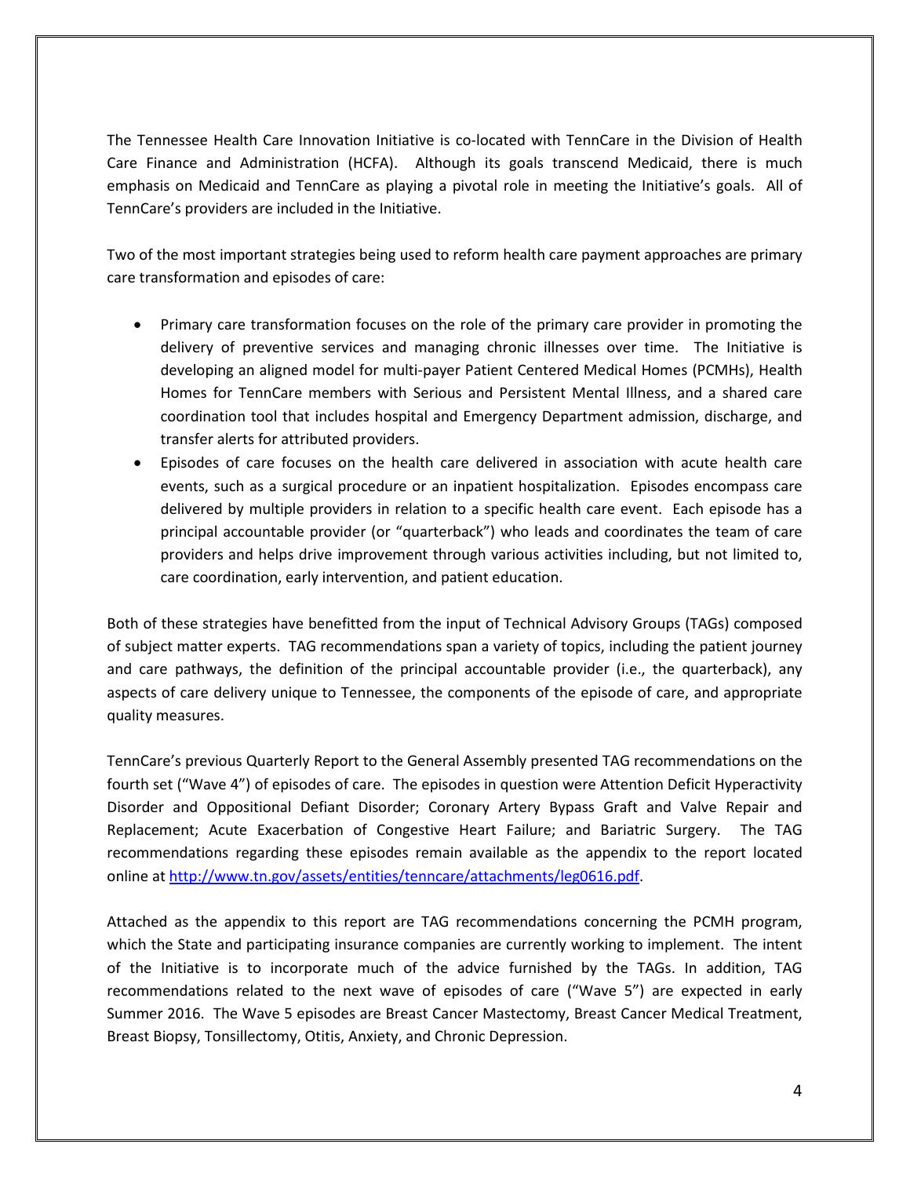The Tennessee Health Care Innovation Initiative is co-located with TennCare in the Division of Health Care Finance and Administration (HCFA). Although its goals transcend Medicaid, there is much emphasis on Medicaid and TennCare as playing a pivotal role in meeting the Initiative's goals. All of TennCare's providers are included in the Initiative.

Two of the most important strategies being used to reform health care payment approaches are primary care transformation and episodes of care:

- Primary care transformation focuses on the role of the primary care provider in promoting the delivery of preventive services and managing chronic illnesses over time. The Initiative is developing an aligned model for multi-payer Patient Centered Medical Homes (PCMHs), Health Homes for TennCare members with Serious and Persistent Mental Illness, and a shared care coordination tool that includes hospital and Emergency Department admission, discharge, and transfer alerts for attributed providers.
- Episodes of care focuses on the health care delivered in association with acute health care events, such as a surgical procedure or an inpatient hospitalization. Episodes encompass care delivered by multiple providers in relation to a specific health care event. Each episode has a principal accountable provider (or "quarterback") who leads and coordinates the team of care providers and helps drive improvement through various activities including, but not limited to, care coordination, early intervention, and patient education.

Both of these strategies have benefitted from the input of Technical Advisory Groups (TAGs) composed of subject matter experts. TAG recommendations span a variety of topics, including the patient journey and care pathways, the definition of the principal accountable provider (i.e., the quarterback), any aspects of care delivery unique to Tennessee, the components of the episode of care, and appropriate quality measures.

TennCare's previous Quarterly Report to the General Assembly presented TAG recommendations on the fourth set ("Wave 4") of episodes of care. The episodes in question were Attention Deficit Hyperactivity Disorder and Oppositional Defiant Disorder; Coronary Artery Bypass Graft and Valve Repair and Replacement; Acute Exacerbation of Congestive Heart Failure; and Bariatric Surgery. The TAG recommendations regarding these episodes remain available as the appendix to the report located online at http://www.tn.gov/assets/entities/tenncare/attachments/leg0616.pdf.

Attached as the appendix to this report are TAG recommendations concerning the PCMH program, which the State and participating insurance companies are currently working to implement. The intent of the Initiative is to incorporate much of the advice furnished by the TAGs. In addition, TAG recommendations related to the next wave of episodes of care ("Wave 5") are expected in early Summer 2016. The Wave 5 episodes are Breast Cancer Mastectomy, Breast Cancer Medical Treatment, Breast Biopsy, Tonsillectomy, Otitis, Anxiety, and Chronic Depression.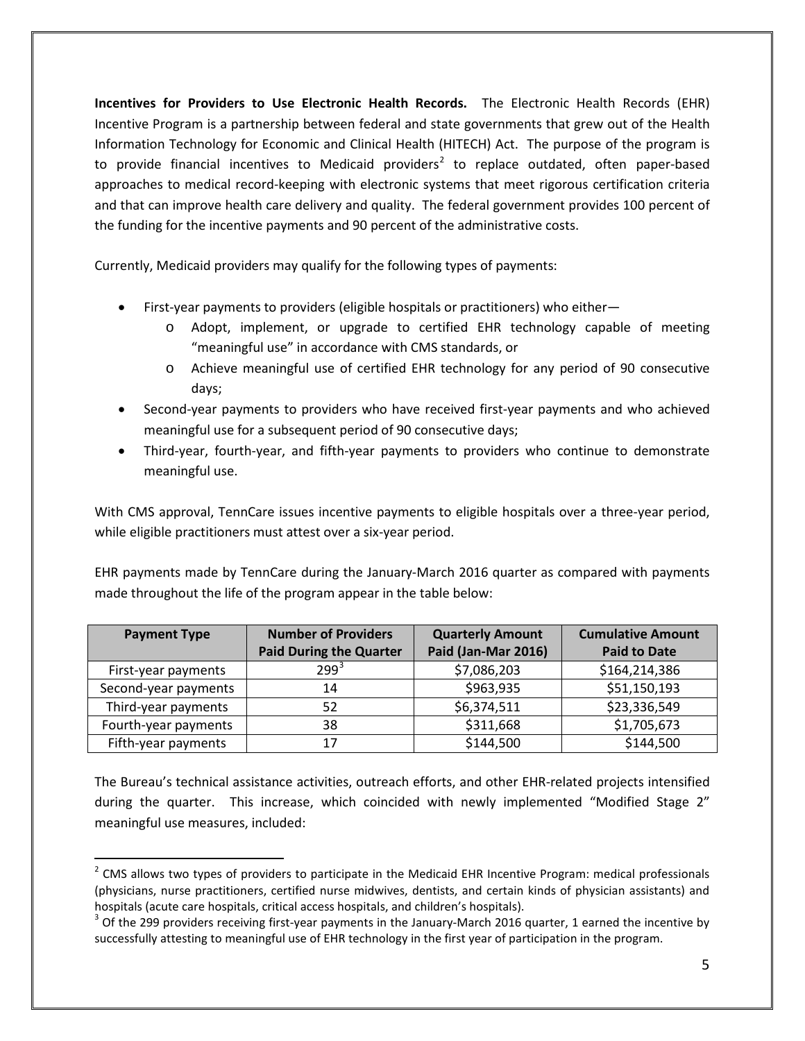**Incentives for Providers to Use Electronic Health Records.** The Electronic Health Records (EHR) Incentive Program is a partnership between federal and state governments that grew out of the Health Information Technology for Economic and Clinical Health (HITECH) Act. The purpose of the program is to provide financial incentives to Medicaid providers[2] to replace outdated, often paper-based approaches to medical record-keeping with electronic systems that meet rigorous certification criteria and that can improve health care delivery and quality. The federal government provides 100 percent of the funding for the incentive payments and 90 percent of the administrative costs.

Currently, Medicaid providers may qualify for the following types of payments:

- First-year payments to providers (eligible hospitals or practitioners) who either—
  - Adopt, implement, or upgrade to certified EHR technology capable of meeting "meaningful use" in accordance with CMS standards, or
  - Achieve meaningful use of certified EHR technology for any period of 90 consecutive days;
- Second-year payments to providers who have received first-year payments and who achieved meaningful use for a subsequent period of 90 consecutive days;
- Third-year, fourth-year, and fifth-year payments to providers who continue to demonstrate meaningful use.

With CMS approval, TennCare issues incentive payments to eligible hospitals over a three-year period, while eligible practitioners must attest over a six-year period.

EHR payments made by TennCare during the January-March 2016 quarter as compared with payments made throughout the life of the program appear in the table below:

| Payment Type | Number of Providers Paid During the Quarter | Quarterly Amount Paid (Jan-Mar 2016) | Cumulative Amount Paid to Date |
|---|---|---|---|
| First-year payments | 299[3] | $7,086,203 | $164,214,386 |
| Second-year payments | 14 | $963,935 | $51,150,193 |
| Third-year payments | 52 | $6,374,511 | $23,336,549 |
| Fourth-year payments | 38 | $311,668 | $1,705,673 |
| Fifth-year payments | 17 | $144,500 | $144,500 |

The Bureau's technical assistance activities, outreach efforts, and other EHR-related projects intensified during the quarter. This increase, which coincided with newly implemented "Modified Stage 2" meaningful use measures, included:

[2] CMS allows two types of providers to participate in the Medicaid EHR Incentive Program: medical professionals (physicians, nurse practitioners, certified nurse midwives, dentists, and certain kinds of physician assistants) and hospitals (acute care hospitals, critical access hospitals, and children's hospitals).

[3] Of the 299 providers receiving first-year payments in the January-March 2016 quarter, 1 earned the incentive by successfully attesting to meaningful use of EHR technology in the first year of participation in the program.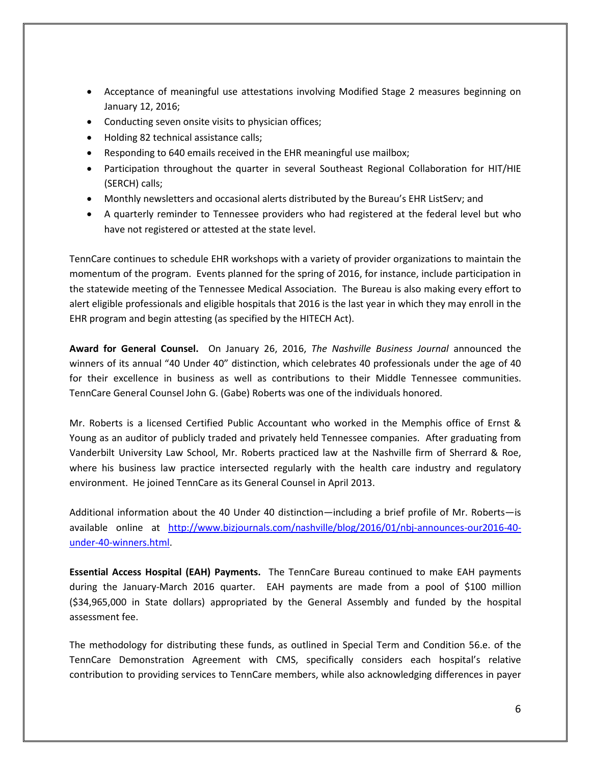- Acceptance of meaningful use attestations involving Modified Stage 2 measures beginning on January 12, 2016;
- Conducting seven onsite visits to physician offices;
- Holding 82 technical assistance calls;
- Responding to 640 emails received in the EHR meaningful use mailbox;
- Participation throughout the quarter in several Southeast Regional Collaboration for HIT/HIE (SERCH) calls;
- Monthly newsletters and occasional alerts distributed by the Bureau's EHR ListServ; and
- A quarterly reminder to Tennessee providers who had registered at the federal level but who have not registered or attested at the state level.

TennCare continues to schedule EHR workshops with a variety of provider organizations to maintain the momentum of the program. Events planned for the spring of 2016, for instance, include participation in the statewide meeting of the Tennessee Medical Association. The Bureau is also making every effort to alert eligible professionals and eligible hospitals that 2016 is the last year in which they may enroll in the EHR program and begin attesting (as specified by the HITECH Act).

**Award for General Counsel.** On January 26, 2016, *The Nashville Business Journal* announced the winners of its annual "40 Under 40" distinction, which celebrates 40 professionals under the age of 40 for their excellence in business as well as contributions to their Middle Tennessee communities. TennCare General Counsel John G. (Gabe) Roberts was one of the individuals honored.

Mr. Roberts is a licensed Certified Public Accountant who worked in the Memphis office of Ernst & Young as an auditor of publicly traded and privately held Tennessee companies. After graduating from Vanderbilt University Law School, Mr. Roberts practiced law at the Nashville firm of Sherrard & Roe, where his business law practice intersected regularly with the health care industry and regulatory environment. He joined TennCare as its General Counsel in April 2013.

Additional information about the 40 Under 40 distinction—including a brief profile of Mr. Roberts—is available online at [http://www.bizjournals.com/nashville/blog/2016/01/nbj-announces-our2016-40-under-40-winners.html](http://www.bizjournals.com/nashville/blog/2016/01/nbj-announces-our2016-40-under-40-winners.html).

**Essential Access Hospital (EAH) Payments.** The TennCare Bureau continued to make EAH payments during the January-March 2016 quarter. EAH payments are made from a pool of $100 million ($34,965,000 in State dollars) appropriated by the General Assembly and funded by the hospital assessment fee.

The methodology for distributing these funds, as outlined in Special Term and Condition 56.e. of the TennCare Demonstration Agreement with CMS, specifically considers each hospital's relative contribution to providing services to TennCare members, while also acknowledging differences in payer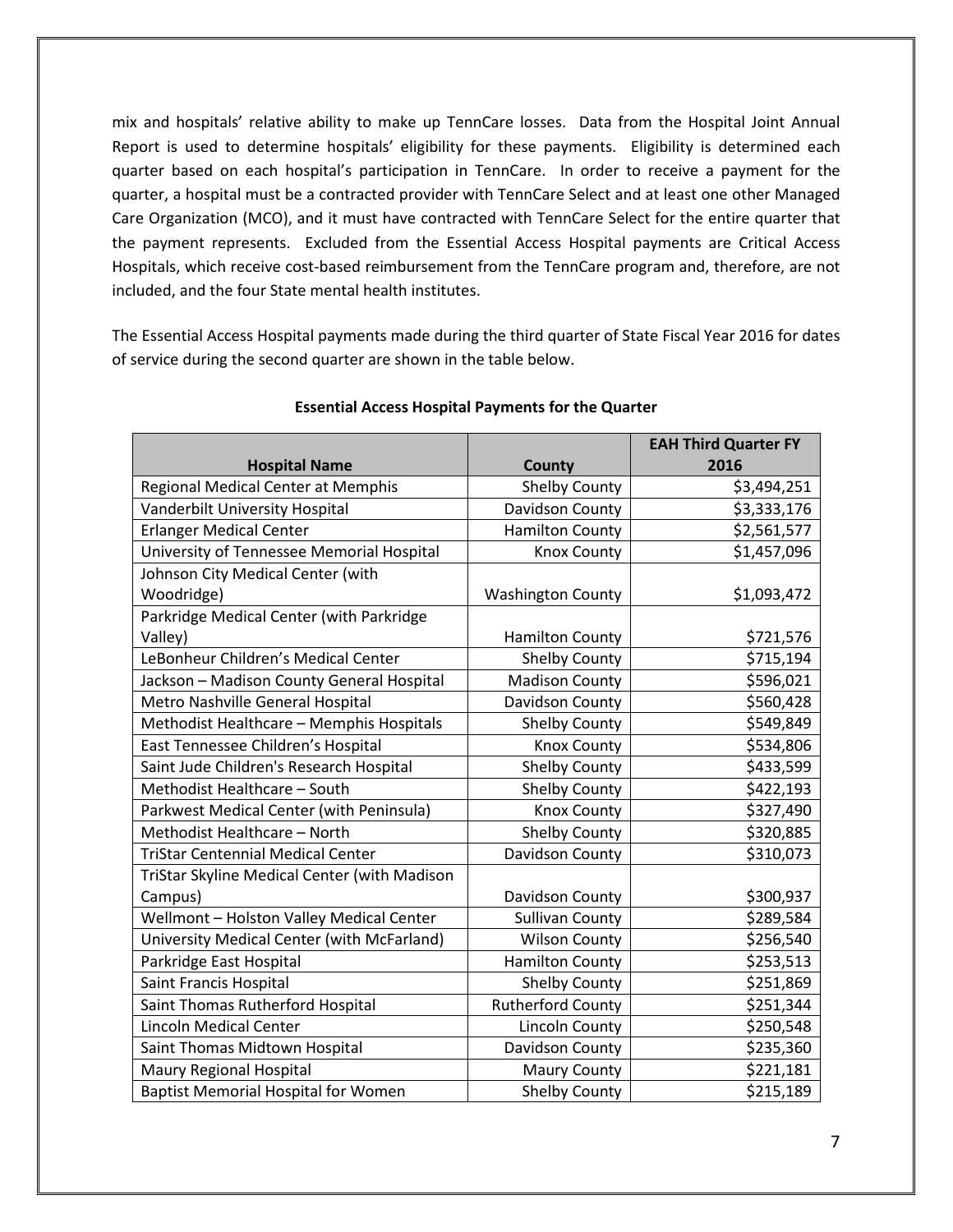mix and hospitals' relative ability to make up TennCare losses. Data from the Hospital Joint Annual Report is used to determine hospitals' eligibility for these payments. Eligibility is determined each quarter based on each hospital's participation in TennCare. In order to receive a payment for the quarter, a hospital must be a contracted provider with TennCare Select and at least one other Managed Care Organization (MCO), and it must have contracted with TennCare Select for the entire quarter that the payment represents. Excluded from the Essential Access Hospital payments are Critical Access Hospitals, which receive cost-based reimbursement from the TennCare program and, therefore, are not included, and the four State mental health institutes.

The Essential Access Hospital payments made during the third quarter of State Fiscal Year 2016 for dates of service during the second quarter are shown in the table below.

**Essential Access Hospital Payments for the Quarter**

| Hospital Name | County | EAH Third Quarter FY 2016 |
|---|---|---|
| Regional Medical Center at Memphis | Shelby County | $3,494,251 |
| Vanderbilt University Hospital | Davidson County | $3,333,176 |
| Erlanger Medical Center | Hamilton County | $2,561,577 |
| University of Tennessee Memorial Hospital | Knox County | $1,457,096 |
| Johnson City Medical Center (with Woodridge) | Washington County | $1,093,472 |
| Parkridge Medical Center (with Parkridge Valley) | Hamilton County | $721,576 |
| LeBonheur Children's Medical Center | Shelby County | $715,194 |
| Jackson – Madison County General Hospital | Madison County | $596,021 |
| Metro Nashville General Hospital | Davidson County | $560,428 |
| Methodist Healthcare – Memphis Hospitals | Shelby County | $549,849 |
| East Tennessee Children's Hospital | Knox County | $534,806 |
| Saint Jude Children's Research Hospital | Shelby County | $433,599 |
| Methodist Healthcare – South | Shelby County | $422,193 |
| Parkwest Medical Center (with Peninsula) | Knox County | $327,490 |
| Methodist Healthcare – North | Shelby County | $320,885 |
| TriStar Centennial Medical Center | Davidson County | $310,073 |
| TriStar Skyline Medical Center (with Madison Campus) | Davidson County | $300,937 |
| Wellmont – Holston Valley Medical Center | Sullivan County | $289,584 |
| University Medical Center (with McFarland) | Wilson County | $256,540 |
| Parkridge East Hospital | Hamilton County | $253,513 |
| Saint Francis Hospital | Shelby County | $251,869 |
| Saint Thomas Rutherford Hospital | Rutherford County | $251,344 |
| Lincoln Medical Center | Lincoln County | $250,548 |
| Saint Thomas Midtown Hospital | Davidson County | $235,360 |
| Maury Regional Hospital | Maury County | $221,181 |
| Baptist Memorial Hospital for Women | Shelby County | $215,189 |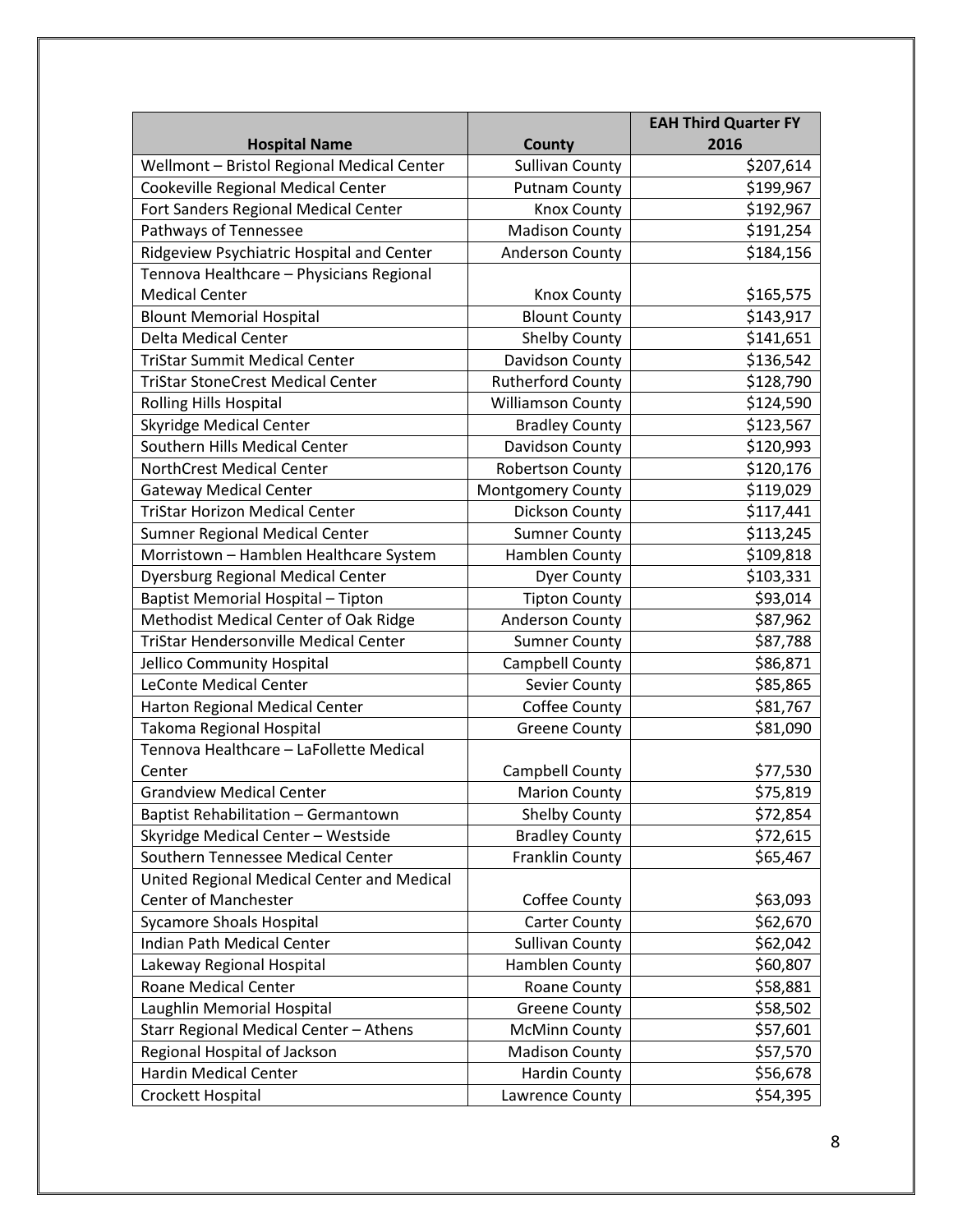| Hospital Name | County | EAH Third Quarter FY 2016 |
|---|---|---|
| Wellmont – Bristol Regional Medical Center | Sullivan County | $207,614 |
| Cookeville Regional Medical Center | Putnam County | $199,967 |
| Fort Sanders Regional Medical Center | Knox County | $192,967 |
| Pathways of Tennessee | Madison County | $191,254 |
| Ridgeview Psychiatric Hospital and Center | Anderson County | $184,156 |
| Tennova Healthcare – Physicians Regional Medical Center | Knox County | $165,575 |
| Blount Memorial Hospital | Blount County | $143,917 |
| Delta Medical Center | Shelby County | $141,651 |
| TriStar Summit Medical Center | Davidson County | $136,542 |
| TriStar StoneCrest Medical Center | Rutherford County | $128,790 |
| Rolling Hills Hospital | Williamson County | $124,590 |
| Skyridge Medical Center | Bradley County | $123,567 |
| Southern Hills Medical Center | Davidson County | $120,993 |
| NorthCrest Medical Center | Robertson County | $120,176 |
| Gateway Medical Center | Montgomery County | $119,029 |
| TriStar Horizon Medical Center | Dickson County | $117,441 |
| Sumner Regional Medical Center | Sumner County | $113,245 |
| Morristown – Hamblen Healthcare System | Hamblen County | $109,818 |
| Dyersburg Regional Medical Center | Dyer County | $103,331 |
| Baptist Memorial Hospital – Tipton | Tipton County | $93,014 |
| Methodist Medical Center of Oak Ridge | Anderson County | $87,962 |
| TriStar Hendersonville Medical Center | Sumner County | $87,788 |
| Jellico Community Hospital | Campbell County | $86,871 |
| LeConte Medical Center | Sevier County | $85,865 |
| Harton Regional Medical Center | Coffee County | $81,767 |
| Takoma Regional Hospital | Greene County | $81,090 |
| Tennova Healthcare – LaFollette Medical Center | Campbell County | $77,530 |
| Grandview Medical Center | Marion County | $75,819 |
| Baptist Rehabilitation – Germantown | Shelby County | $72,854 |
| Skyridge Medical Center – Westside | Bradley County | $72,615 |
| Southern Tennessee Medical Center | Franklin County | $65,467 |
| United Regional Medical Center and Medical Center of Manchester | Coffee County | $63,093 |
| Sycamore Shoals Hospital | Carter County | $62,670 |
| Indian Path Medical Center | Sullivan County | $62,042 |
| Lakeway Regional Hospital | Hamblen County | $60,807 |
| Roane Medical Center | Roane County | $58,881 |
| Laughlin Memorial Hospital | Greene County | $58,502 |
| Starr Regional Medical Center – Athens | McMinn County | $57,601 |
| Regional Hospital of Jackson | Madison County | $57,570 |
| Hardin Medical Center | Hardin County | $56,678 |
| Crockett Hospital | Lawrence County | $54,395 |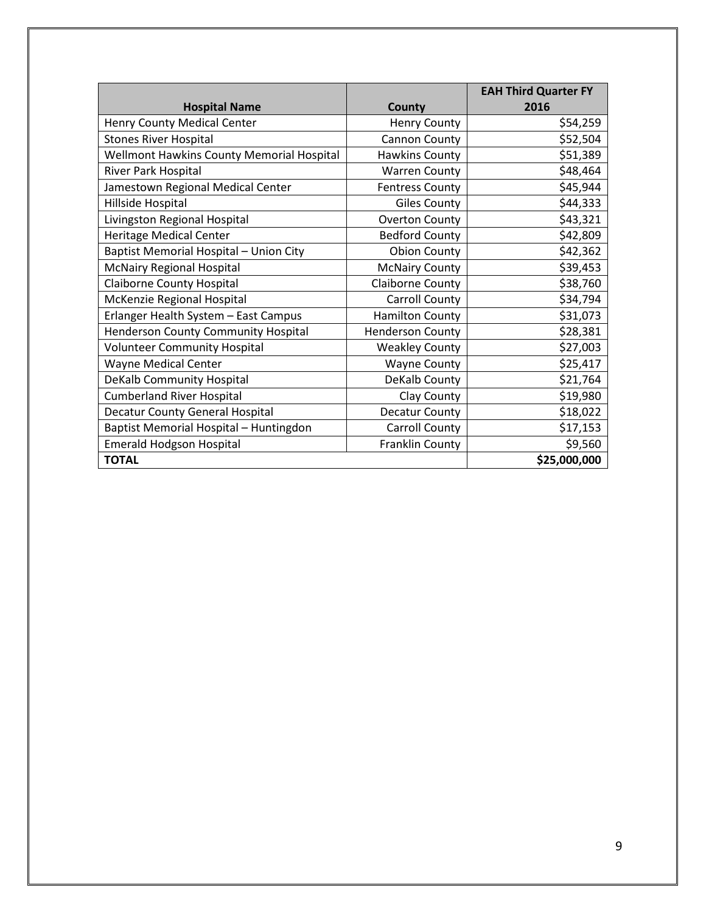| Hospital Name | County | EAH Third Quarter FY 2016 |
|---|---|---|
| Henry County Medical Center | Henry County | $54,259 |
| Stones River Hospital | Cannon County | $52,504 |
| Wellmont Hawkins County Memorial Hospital | Hawkins County | $51,389 |
| River Park Hospital | Warren County | $48,464 |
| Jamestown Regional Medical Center | Fentress County | $45,944 |
| Hillside Hospital | Giles County | $44,333 |
| Livingston Regional Hospital | Overton County | $43,321 |
| Heritage Medical Center | Bedford County | $42,809 |
| Baptist Memorial Hospital – Union City | Obion County | $42,362 |
| McNairy Regional Hospital | McNairy County | $39,453 |
| Claiborne County Hospital | Claiborne County | $38,760 |
| McKenzie Regional Hospital | Carroll County | $34,794 |
| Erlanger Health System – East Campus | Hamilton County | $31,073 |
| Henderson County Community Hospital | Henderson County | $28,381 |
| Volunteer Community Hospital | Weakley County | $27,003 |
| Wayne Medical Center | Wayne County | $25,417 |
| DeKalb Community Hospital | DeKalb County | $21,764 |
| Cumberland River Hospital | Clay County | $19,980 |
| Decatur County General Hospital | Decatur County | $18,022 |
| Baptist Memorial Hospital – Huntingdon | Carroll County | $17,153 |
| Emerald Hodgson Hospital | Franklin County | $9,560 |
| **TOTAL** | | **$25,000,000** |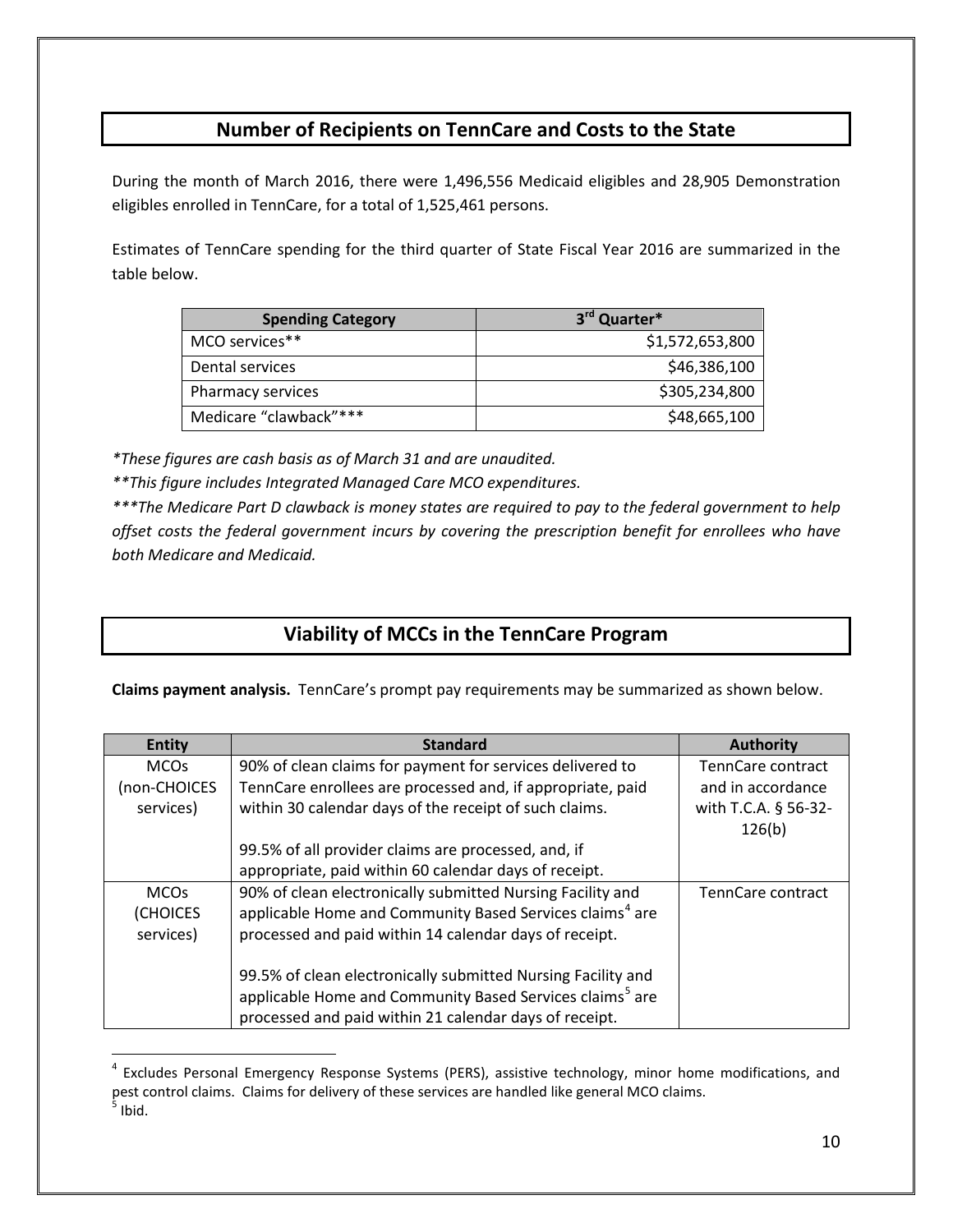## Number of Recipients on TennCare and Costs to the State

During the month of March 2016, there were 1,496,556 Medicaid eligibles and 28,905 Demonstration eligibles enrolled in TennCare, for a total of 1,525,461 persons.

Estimates of TennCare spending for the third quarter of State Fiscal Year 2016 are summarized in the table below.

| Spending Category | 3rd Quarter* |
|---|---:|
| MCO services** | $1,572,653,800 |
| Dental services | $46,386,100 |
| Pharmacy services | $305,234,800 |
| Medicare "clawback"*** | $48,665,100 |

*\*These figures are cash basis as of March 31 and are unaudited.*

*\*\*This figure includes Integrated Managed Care MCO expenditures.*

*\*\*\*The Medicare Part D clawback is money states are required to pay to the federal government to help offset costs the federal government incurs by covering the prescription benefit for enrollees who have both Medicare and Medicaid.*

## Viability of MCCs in the TennCare Program

**Claims payment analysis.** TennCare's prompt pay requirements may be summarized as shown below.

| Entity | Standard | Authority |
|---|---|---|
| MCOs (non-CHOICES services) | 90% of clean claims for payment for services delivered to TennCare enrollees are processed and, if appropriate, paid within 30 calendar days of the receipt of such claims.<br><br>99.5% of all provider claims are processed, and, if appropriate, paid within 60 calendar days of receipt. | TennCare contract and in accordance with T.C.A. § 56-32-126(b) |
| MCOs (CHOICES services) | 90% of clean electronically submitted Nursing Facility and applicable Home and Community Based Services claims[4] are processed and paid within 14 calendar days of receipt.<br><br>99.5% of clean electronically submitted Nursing Facility and applicable Home and Community Based Services claims[5] are processed and paid within 21 calendar days of receipt. | TennCare contract |

[4] Excludes Personal Emergency Response Systems (PERS), assistive technology, minor home modifications, and pest control claims. Claims for delivery of these services are handled like general MCO claims.

[5] Ibid.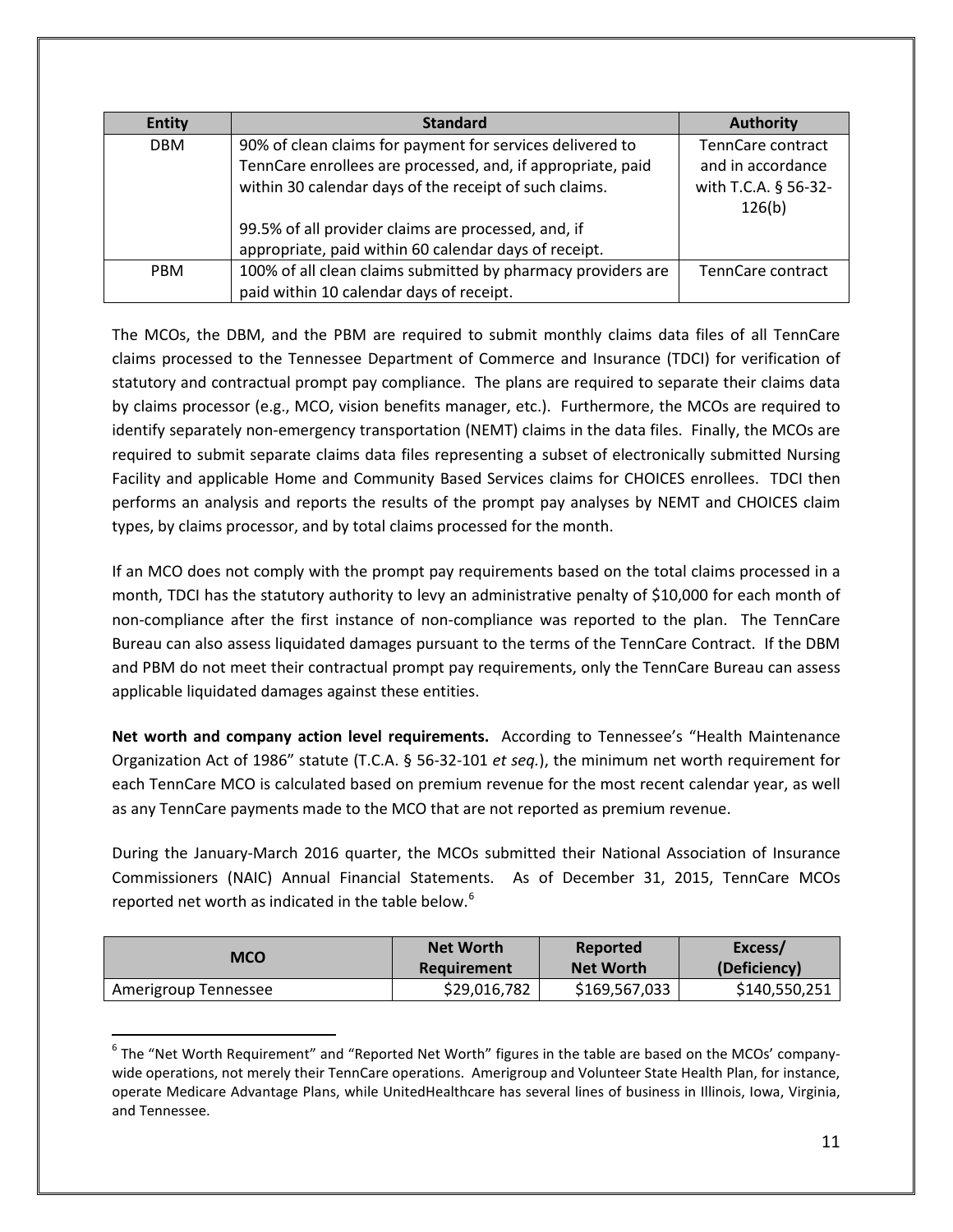| Entity | Standard | Authority |
|---|---|---|
| DBM | 90% of clean claims for payment for services delivered to TennCare enrollees are processed, and, if appropriate, paid within 30 calendar days of the receipt of such claims.<br><br>99.5% of all provider claims are processed, and, if appropriate, paid within 60 calendar days of receipt. | TennCare contract and in accordance with T.C.A. § 56-32-126(b) |
| PBM | 100% of all clean claims submitted by pharmacy providers are paid within 10 calendar days of receipt. | TennCare contract |

The MCOs, the DBM, and the PBM are required to submit monthly claims data files of all TennCare claims processed to the Tennessee Department of Commerce and Insurance (TDCI) for verification of statutory and contractual prompt pay compliance. The plans are required to separate their claims data by claims processor (e.g., MCO, vision benefits manager, etc.). Furthermore, the MCOs are required to identify separately non-emergency transportation (NEMT) claims in the data files. Finally, the MCOs are required to submit separate claims data files representing a subset of electronically submitted Nursing Facility and applicable Home and Community Based Services claims for CHOICES enrollees. TDCI then performs an analysis and reports the results of the prompt pay analyses by NEMT and CHOICES claim types, by claims processor, and by total claims processed for the month.

If an MCO does not comply with the prompt pay requirements based on the total claims processed in a month, TDCI has the statutory authority to levy an administrative penalty of $10,000 for each month of non-compliance after the first instance of non-compliance was reported to the plan. The TennCare Bureau can also assess liquidated damages pursuant to the terms of the TennCare Contract. If the DBM and PBM do not meet their contractual prompt pay requirements, only the TennCare Bureau can assess applicable liquidated damages against these entities.

**Net worth and company action level requirements.** According to Tennessee's "Health Maintenance Organization Act of 1986" statute (T.C.A. § 56-32-101 *et seq.*), the minimum net worth requirement for each TennCare MCO is calculated based on premium revenue for the most recent calendar year, as well as any TennCare payments made to the MCO that are not reported as premium revenue.

During the January-March 2016 quarter, the MCOs submitted their National Association of Insurance Commissioners (NAIC) Annual Financial Statements. As of December 31, 2015, TennCare MCOs reported net worth as indicated in the table below.[6]

| MCO | Net Worth Requirement | Reported Net Worth | Excess/ (Deficiency) |
|---|---|---|---|
| Amerigroup Tennessee | $29,016,782 | $169,567,033 | $140,550,251 |

[6] The "Net Worth Requirement" and "Reported Net Worth" figures in the table are based on the MCOs' company-wide operations, not merely their TennCare operations. Amerigroup and Volunteer State Health Plan, for instance, operate Medicare Advantage Plans, while UnitedHealthcare has several lines of business in Illinois, Iowa, Virginia, and Tennessee.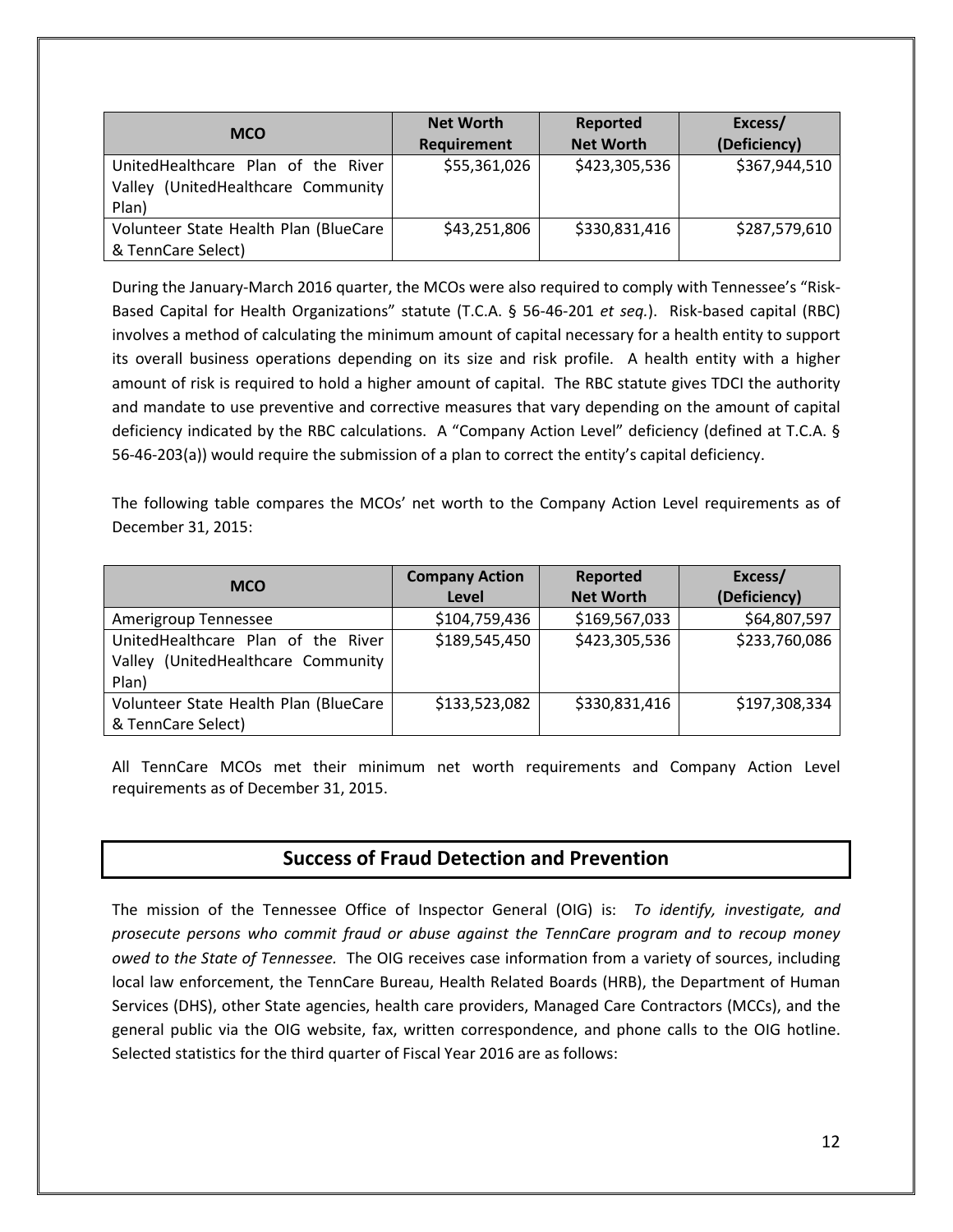| MCO | Net Worth Requirement | Reported Net Worth | Excess/ (Deficiency) |
|---|---|---|---|
| UnitedHealthcare Plan of the River Valley (UnitedHealthcare Community Plan) | $55,361,026 | $423,305,536 | $367,944,510 |
| Volunteer State Health Plan (BlueCare & TennCare Select) | $43,251,806 | $330,831,416 | $287,579,610 |

During the January-March 2016 quarter, the MCOs were also required to comply with Tennessee's "Risk-Based Capital for Health Organizations" statute (T.C.A. § 56-46-201 *et seq.*). Risk-based capital (RBC) involves a method of calculating the minimum amount of capital necessary for a health entity to support its overall business operations depending on its size and risk profile. A health entity with a higher amount of risk is required to hold a higher amount of capital. The RBC statute gives TDCI the authority and mandate to use preventive and corrective measures that vary depending on the amount of capital deficiency indicated by the RBC calculations. A "Company Action Level" deficiency (defined at T.C.A. § 56-46-203(a)) would require the submission of a plan to correct the entity's capital deficiency.

The following table compares the MCOs' net worth to the Company Action Level requirements as of December 31, 2015:

| MCO | Company Action Level | Reported Net Worth | Excess/ (Deficiency) |
|---|---|---|---|
| Amerigroup Tennessee | $104,759,436 | $169,567,033 | $64,807,597 |
| UnitedHealthcare Plan of the River Valley (UnitedHealthcare Community Plan) | $189,545,450 | $423,305,536 | $233,760,086 |
| Volunteer State Health Plan (BlueCare & TennCare Select) | $133,523,082 | $330,831,416 | $197,308,334 |

All TennCare MCOs met their minimum net worth requirements and Company Action Level requirements as of December 31, 2015.

## Success of Fraud Detection and Prevention

The mission of the Tennessee Office of Inspector General (OIG) is: *To identify, investigate, and prosecute persons who commit fraud or abuse against the TennCare program and to recoup money owed to the State of Tennessee.* The OIG receives case information from a variety of sources, including local law enforcement, the TennCare Bureau, Health Related Boards (HRB), the Department of Human Services (DHS), other State agencies, health care providers, Managed Care Contractors (MCCs), and the general public via the OIG website, fax, written correspondence, and phone calls to the OIG hotline. Selected statistics for the third quarter of Fiscal Year 2016 are as follows: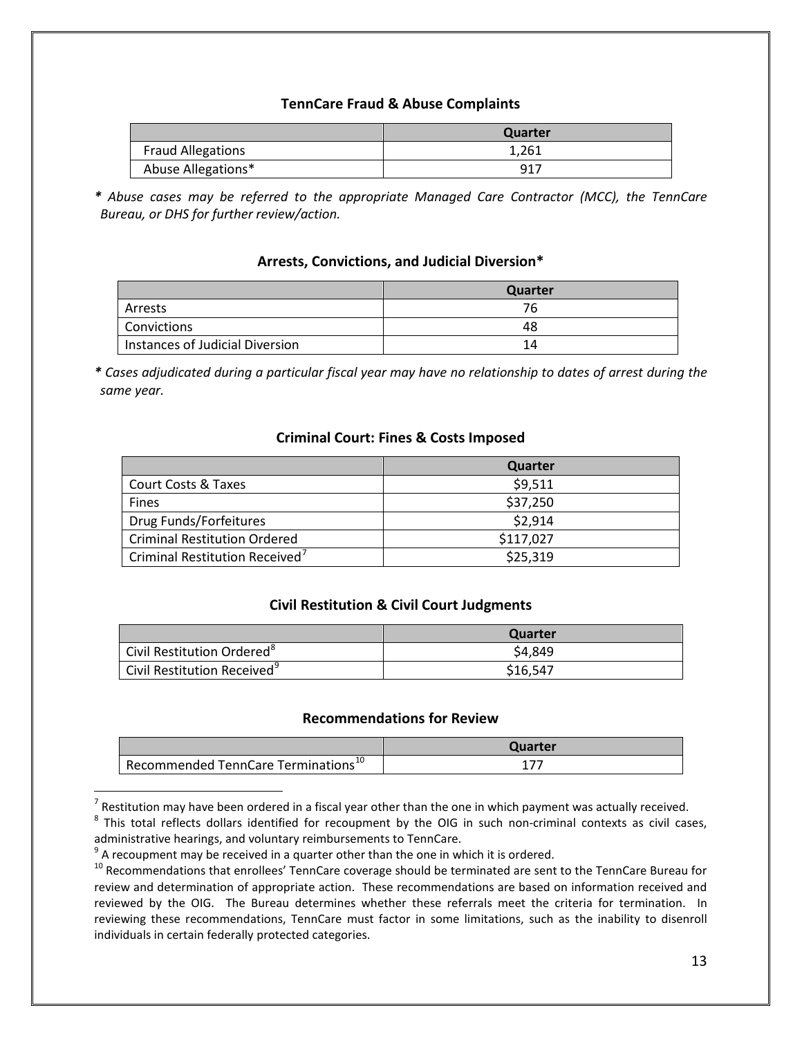### TennCare Fraud & Abuse Complaints

| | Quarter |
|---|---|
| Fraud Allegations | 1,261 |
| Abuse Allegations* | 917 |

*\* Abuse cases may be referred to the appropriate Managed Care Contractor (MCC), the TennCare Bureau, or DHS for further review/action.*

### Arrests, Convictions, and Judicial Diversion*

| | Quarter |
|---|---|
| Arrests | 76 |
| Convictions | 48 |
| Instances of Judicial Diversion | 14 |

*\* Cases adjudicated during a particular fiscal year may have no relationship to dates of arrest during the same year.*

### Criminal Court: Fines & Costs Imposed

| | Quarter |
|---|---|
| Court Costs & Taxes | $9,511 |
| Fines | $37,250 |
| Drug Funds/Forfeitures | $2,914 |
| Criminal Restitution Ordered | $117,027 |
| Criminal Restitution Received[7] | $25,319 |

### Civil Restitution & Civil Court Judgments

| | Quarter |
|---|---|
| Civil Restitution Ordered[8] | $4,849 |
| Civil Restitution Received[9] | $16,547 |

### Recommendations for Review

| | Quarter |
|---|---|
| Recommended TennCare Terminations[10] | 177 |

---

[7] Restitution may have been ordered in a fiscal year other than the one in which payment was actually received.

[8] This total reflects dollars identified for recoupment by the OIG in such non-criminal contexts as civil cases, administrative hearings, and voluntary reimbursements to TennCare.

[9] A recoupment may be received in a quarter other than the one in which it is ordered.

[10] Recommendations that enrollees' TennCare coverage should be terminated are sent to the TennCare Bureau for review and determination of appropriate action. These recommendations are based on information received and reviewed by the OIG. The Bureau determines whether these referrals meet the criteria for termination. In reviewing these recommendations, TennCare must factor in some limitations, such as the inability to disenroll individuals in certain federally protected categories.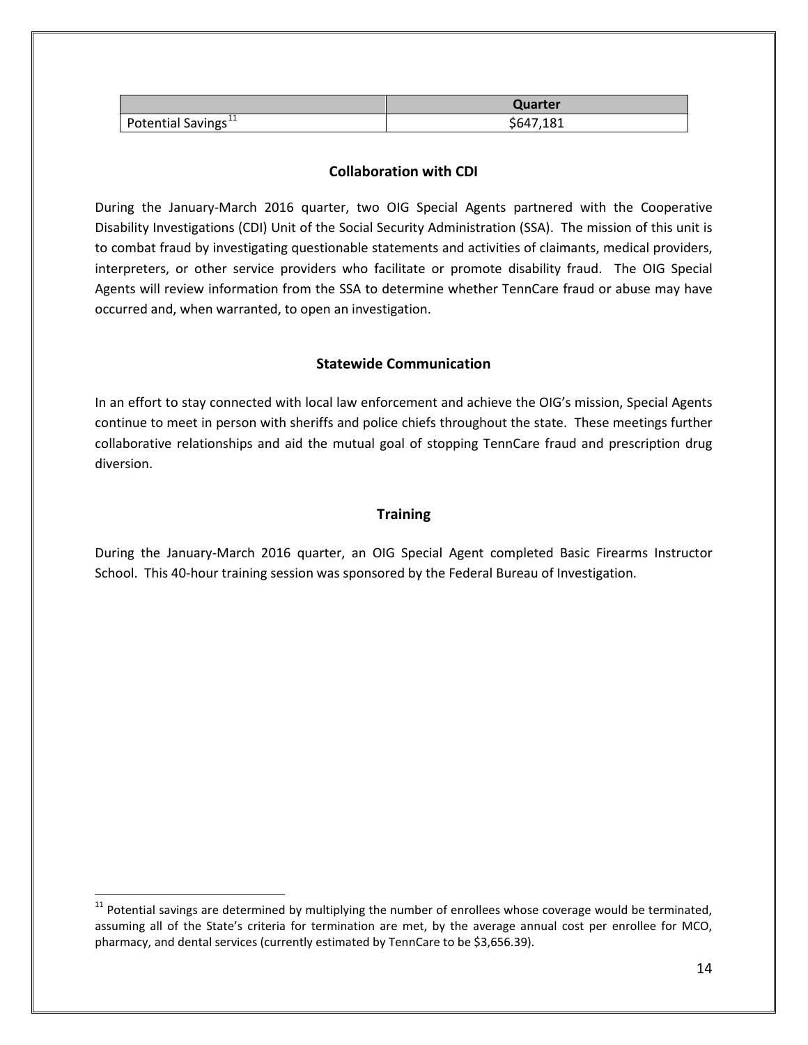| | Quarter |
|---|---|
| Potential Savings[11] | $647,181 |

## Collaboration with CDI

During the January-March 2016 quarter, two OIG Special Agents partnered with the Cooperative Disability Investigations (CDI) Unit of the Social Security Administration (SSA). The mission of this unit is to combat fraud by investigating questionable statements and activities of claimants, medical providers, interpreters, or other service providers who facilitate or promote disability fraud. The OIG Special Agents will review information from the SSA to determine whether TennCare fraud or abuse may have occurred and, when warranted, to open an investigation.

## Statewide Communication

In an effort to stay connected with local law enforcement and achieve the OIG's mission, Special Agents continue to meet in person with sheriffs and police chiefs throughout the state. These meetings further collaborative relationships and aid the mutual goal of stopping TennCare fraud and prescription drug diversion.

## Training

During the January-March 2016 quarter, an OIG Special Agent completed Basic Firearms Instructor School. This 40-hour training session was sponsored by the Federal Bureau of Investigation.

[11] Potential savings are determined by multiplying the number of enrollees whose coverage would be terminated, assuming all of the State's criteria for termination are met, by the average annual cost per enrollee for MCO, pharmacy, and dental services (currently estimated by TennCare to be $3,656.39).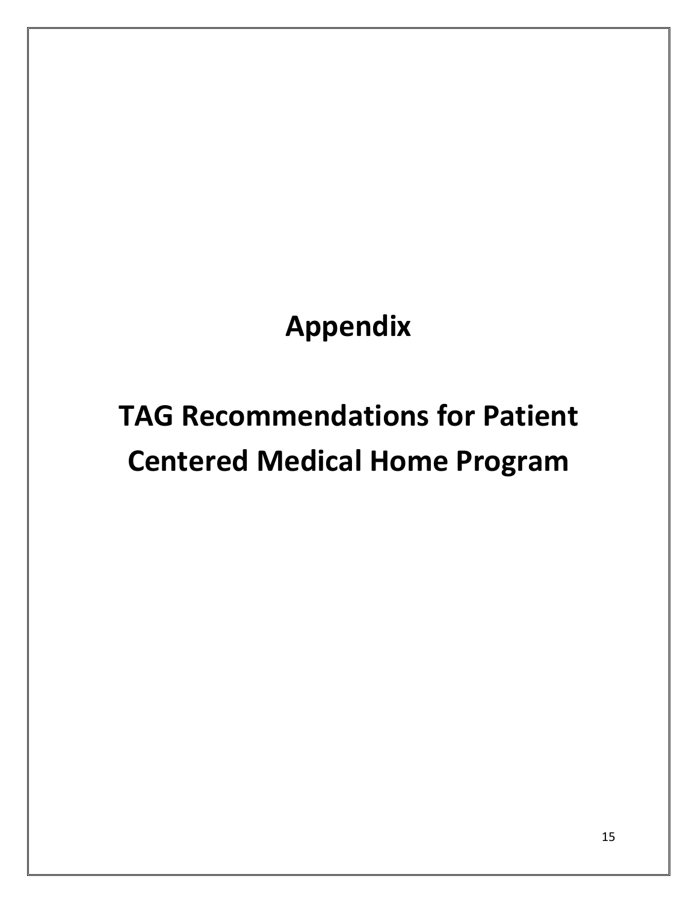# Appendix

# TAG Recommendations for Patient Centered Medical Home Program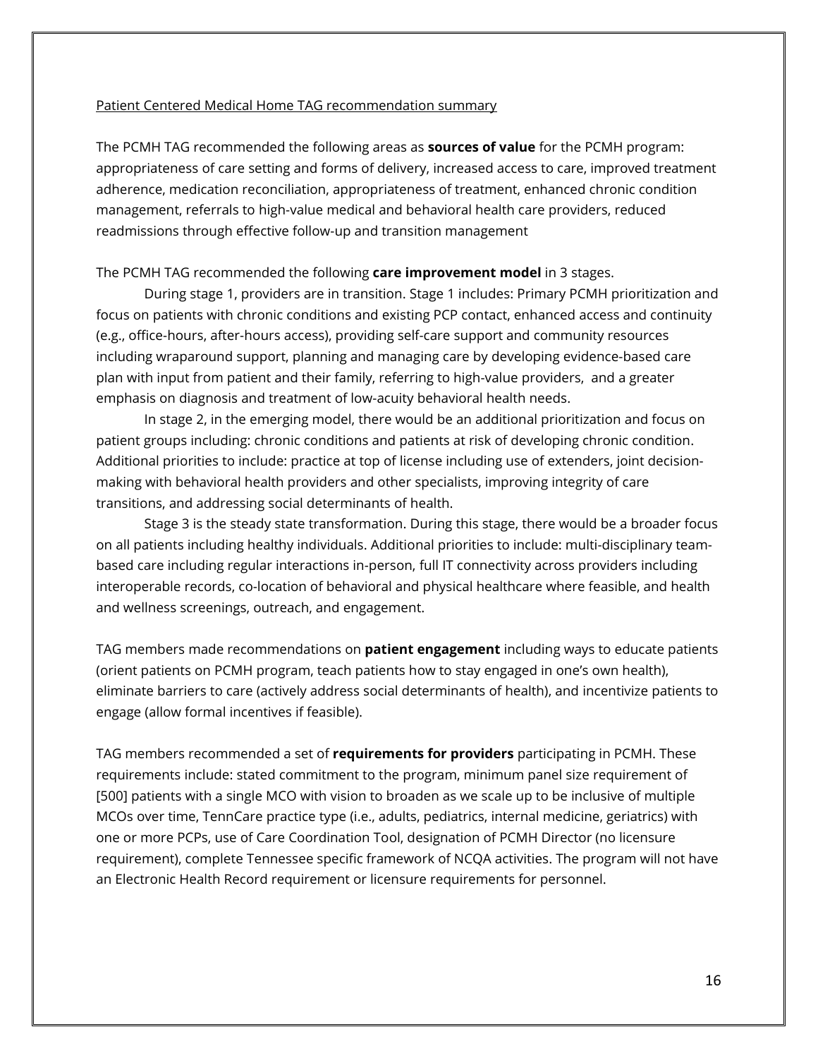<u>Patient Centered Medical Home TAG recommendation summary</u>

The PCMH TAG recommended the following areas as **sources of value** for the PCMH program: appropriateness of care setting and forms of delivery, increased access to care, improved treatment adherence, medication reconciliation, appropriateness of treatment, enhanced chronic condition management, referrals to high-value medical and behavioral health care providers, reduced readmissions through effective follow-up and transition management

The PCMH TAG recommended the following **care improvement model** in 3 stages.

During stage 1, providers are in transition. Stage 1 includes: Primary PCMH prioritization and focus on patients with chronic conditions and existing PCP contact, enhanced access and continuity (e.g., office-hours, after-hours access), providing self-care support and community resources including wraparound support, planning and managing care by developing evidence-based care plan with input from patient and their family, referring to high-value providers, and a greater emphasis on diagnosis and treatment of low-acuity behavioral health needs.

In stage 2, in the emerging model, there would be an additional prioritization and focus on patient groups including: chronic conditions and patients at risk of developing chronic condition. Additional priorities to include: practice at top of license including use of extenders, joint decision-making with behavioral health providers and other specialists, improving integrity of care transitions, and addressing social determinants of health.

Stage 3 is the steady state transformation. During this stage, there would be a broader focus on all patients including healthy individuals. Additional priorities to include: multi-disciplinary team-based care including regular interactions in-person, full IT connectivity across providers including interoperable records, co-location of behavioral and physical healthcare where feasible, and health and wellness screenings, outreach, and engagement.

TAG members made recommendations on **patient engagement** including ways to educate patients (orient patients on PCMH program, teach patients how to stay engaged in one's own health), eliminate barriers to care (actively address social determinants of health), and incentivize patients to engage (allow formal incentives if feasible).

TAG members recommended a set of **requirements for providers** participating in PCMH. These requirements include: stated commitment to the program, minimum panel size requirement of [500] patients with a single MCO with vision to broaden as we scale up to be inclusive of multiple MCOs over time, TennCare practice type (i.e., adults, pediatrics, internal medicine, geriatrics) with one or more PCPs, use of Care Coordination Tool, designation of PCMH Director (no licensure requirement), complete Tennessee specific framework of NCQA activities. The program will not have an Electronic Health Record requirement or licensure requirements for personnel.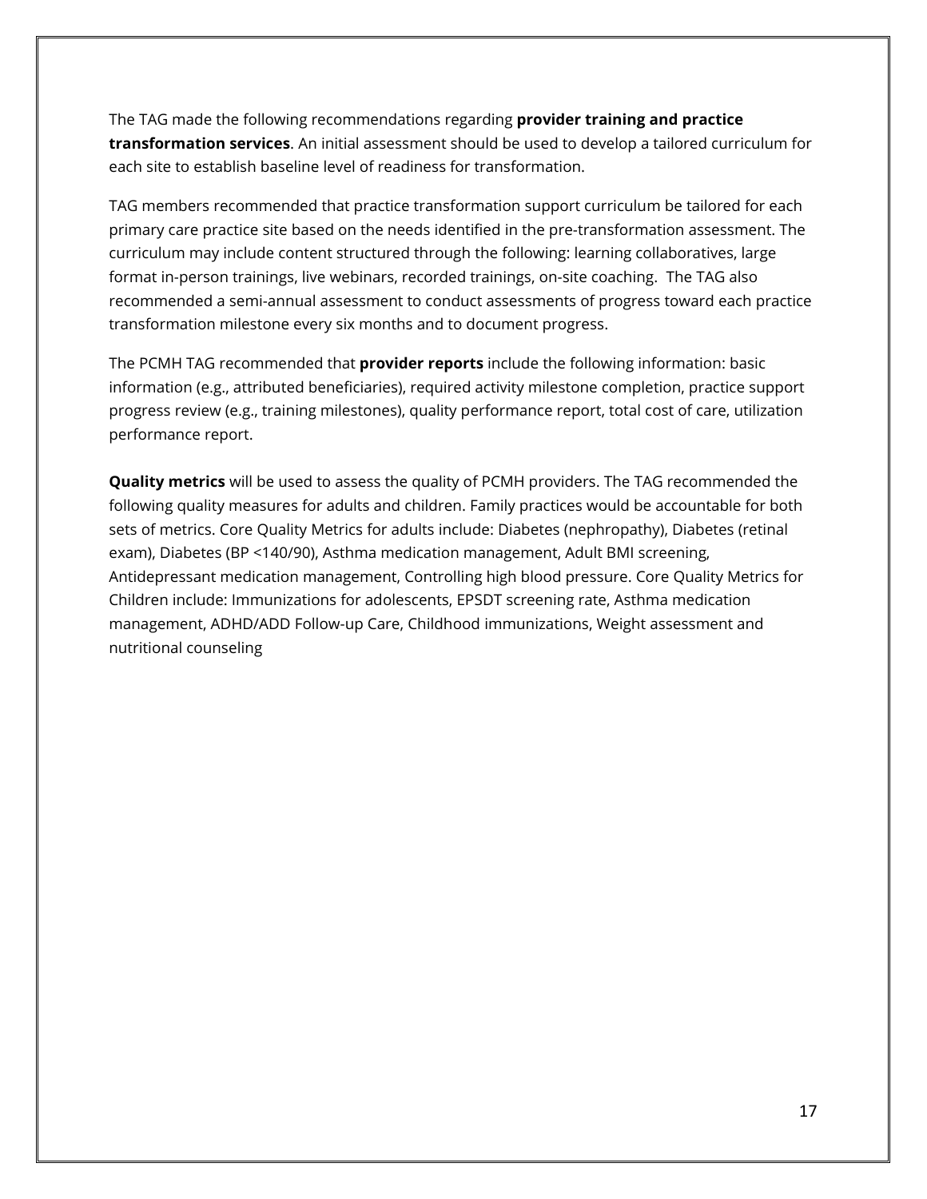The TAG made the following recommendations regarding **provider training and practice transformation services**. An initial assessment should be used to develop a tailored curriculum for each site to establish baseline level of readiness for transformation.

TAG members recommended that practice transformation support curriculum be tailored for each primary care practice site based on the needs identified in the pre-transformation assessment. The curriculum may include content structured through the following: learning collaboratives, large format in-person trainings, live webinars, recorded trainings, on-site coaching. The TAG also recommended a semi-annual assessment to conduct assessments of progress toward each practice transformation milestone every six months and to document progress.

The PCMH TAG recommended that **provider reports** include the following information: basic information (e.g., attributed beneficiaries), required activity milestone completion, practice support progress review (e.g., training milestones), quality performance report, total cost of care, utilization performance report.

**Quality metrics** will be used to assess the quality of PCMH providers. The TAG recommended the following quality measures for adults and children. Family practices would be accountable for both sets of metrics. Core Quality Metrics for adults include: Diabetes (nephropathy), Diabetes (retinal exam), Diabetes (BP <140/90), Asthma medication management, Adult BMI screening, Antidepressant medication management, Controlling high blood pressure. Core Quality Metrics for Children include: Immunizations for adolescents, EPSDT screening rate, Asthma medication management, ADHD/ADD Follow-up Care, Childhood immunizations, Weight assessment and nutritional counseling